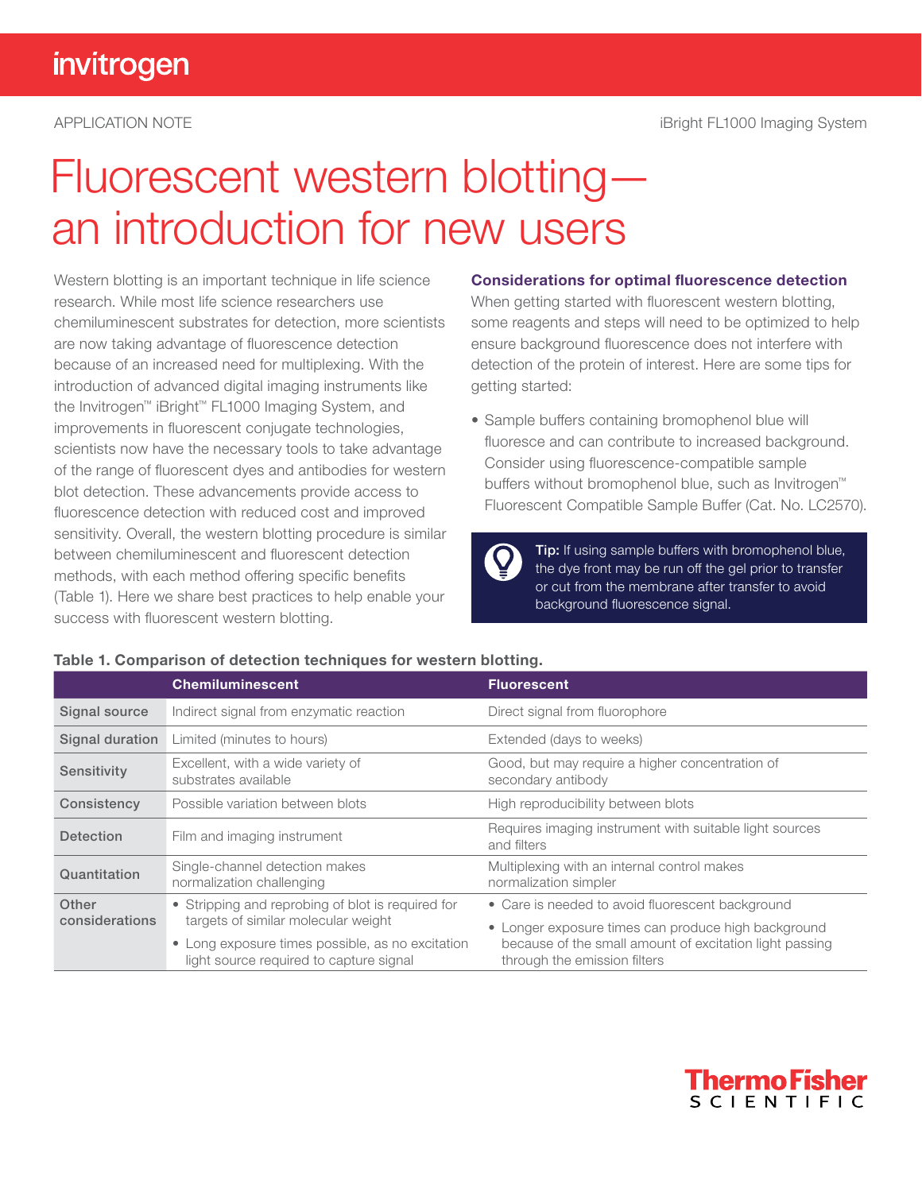APPLICATION NOTE

iBright FL1000 Imaging System

# Fluorescent western blotting—an introduction for new users

Western blotting is an important technique in life science research. While most life science researchers use chemiluminescent substrates for detection, more scientists are now taking advantage of fluorescence detection because of an increased need for multiplexing. With the introduction of advanced digital imaging instruments like the Invitrogen™ iBright™ FL1000 Imaging System, and improvements in fluorescent conjugate technologies, scientists now have the necessary tools to take advantage of the range of fluorescent dyes and antibodies for western blot detection. These advancements provide access to fluorescence detection with reduced cost and improved sensitivity. Overall, the western blotting procedure is similar between chemiluminescent and fluorescent detection methods, with each method offering specific benefits (Table 1). Here we share best practices to help enable your success with fluorescent western blotting.

## Considerations for optimal fluorescence detection

When getting started with fluorescent western blotting, some reagents and steps will need to be optimized to help ensure background fluorescence does not interfere with detection of the protein of interest. Here are some tips for getting started:

- Sample buffers containing bromophenol blue will fluoresce and can contribute to increased background. Consider using fluorescence-compatible sample buffers without bromophenol blue, such as Invitrogen™ Fluorescent Compatible Sample Buffer (Cat. No. LC2570).

> **Tip:** If using sample buffers with bromophenol blue, the dye front may be run off the gel prior to transfer or cut from the membrane after transfer to avoid background fluorescence signal.

**Table 1. Comparison of detection techniques for western blotting.**

| | Chemiluminescent | Fluorescent |
|---|---|---|
| **Signal source** | Indirect signal from enzymatic reaction | Direct signal from fluorophore |
| **Signal duration** | Limited (minutes to hours) | Extended (days to weeks) |
| **Sensitivity** | Excellent, with a wide variety of substrates available | Good, but may require a higher concentration of secondary antibody |
| **Consistency** | Possible variation between blots | High reproducibility between blots |
| **Detection** | Film and imaging instrument | Requires imaging instrument with suitable light sources and filters |
| **Quantitation** | Single-channel detection makes normalization challenging | Multiplexing with an internal control makes normalization simpler |
| **Other considerations** | • Stripping and reprobing of blot is required for targets of similar molecular weight<br>• Long exposure times possible, as no excitation light source required to capture signal | • Care is needed to avoid fluorescent background<br>• Longer exposure times can produce high background because of the small amount of excitation light passing through the emission filters |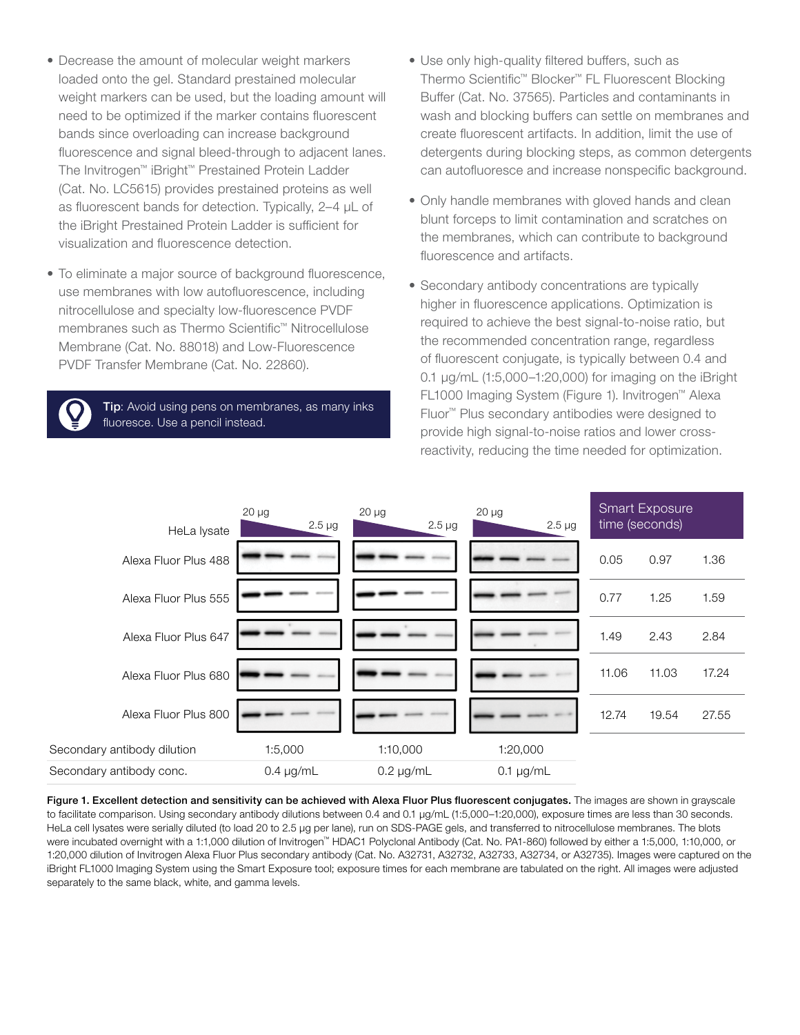- Decrease the amount of molecular weight markers loaded onto the gel. Standard prestained molecular weight markers can be used, but the loading amount will need to be optimized if the marker contains fluorescent bands since overloading can increase background fluorescence and signal bleed-through to adjacent lanes. The Invitrogen™ iBright™ Prestained Protein Ladder (Cat. No. LC5615) provides prestained proteins as well as fluorescent bands for detection. Typically, 2–4 µL of the iBright Prestained Protein Ladder is sufficient for visualization and fluorescence detection.

- To eliminate a major source of background fluorescence, use membranes with low autofluorescence, including nitrocellulose and specialty low-fluorescence PVDF membranes such as Thermo Scientific™ Nitrocellulose Membrane (Cat. No. 88018) and Low-Fluorescence PVDF Transfer Membrane (Cat. No. 22860).

> **Tip**: Avoid using pens on membranes, as many inks fluoresce. Use a pencil instead.

- Use only high-quality filtered buffers, such as Thermo Scientific™ Blocker™ FL Fluorescent Blocking Buffer (Cat. No. 37565). Particles and contaminants in wash and blocking buffers can settle on membranes and create fluorescent artifacts. In addition, limit the use of detergents during blocking steps, as common detergents can autofluoresce and increase nonspecific background.

- Only handle membranes with gloved hands and clean blunt forceps to limit contamination and scratches on the membranes, which can contribute to background fluorescence and artifacts.

- Secondary antibody concentrations are typically higher in fluorescence applications. Optimization is required to achieve the best signal-to-noise ratio, but the recommended concentration range, regardless of fluorescent conjugate, is typically between 0.4 and 0.1 µg/mL (1:5,000–1:20,000) for imaging on the iBright FL1000 Imaging System (Figure 1). Invitrogen™ Alexa Fluor™ Plus secondary antibodies were designed to provide high signal-to-noise ratios and lower cross-reactivity, reducing the time needed for optimization.

| HeLa lysate (20 µg → 2.5 µg) | 1:5,000 (0.4 µg/mL) | 1:10,000 (0.2 µg/mL) | 1:20,000 (0.1 µg/mL) |
|---|---|---|---|
| **Smart Exposure time (seconds)** | | | |
| Alexa Fluor Plus 488 | 0.05 | 0.97 | 1.36 |
| Alexa Fluor Plus 555 | 0.77 | 1.25 | 1.59 |
| Alexa Fluor Plus 647 | 1.49 | 2.43 | 2.84 |
| Alexa Fluor Plus 680 | 11.06 | 11.03 | 17.24 |
| Alexa Fluor Plus 800 | 12.74 | 19.54 | 27.55 |

**Figure 1. Excellent detection and sensitivity can be achieved with Alexa Fluor Plus fluorescent conjugates.** The images are shown in grayscale to facilitate comparison. Using secondary antibody dilutions between 0.4 and 0.1 µg/mL (1:5,000–1:20,000), exposure times are less than 30 seconds. HeLa cell lysates were serially diluted (to load 20 to 2.5 µg per lane), run on SDS-PAGE gels, and transferred to nitrocellulose membranes. The blots were incubated overnight with a 1:1,000 dilution of Invitrogen™ HDAC1 Polyclonal Antibody (Cat. No. PA1-860) followed by either a 1:5,000, 1:10,000, or 1:20,000 dilution of Invitrogen Alexa Fluor Plus secondary antibody (Cat. No. A32731, A32732, A32733, A32734, or A32735). Images were captured on the iBright FL1000 Imaging System using the Smart Exposure tool; exposure times for each membrane are tabulated on the right. All images were adjusted separately to the same black, white, and gamma levels.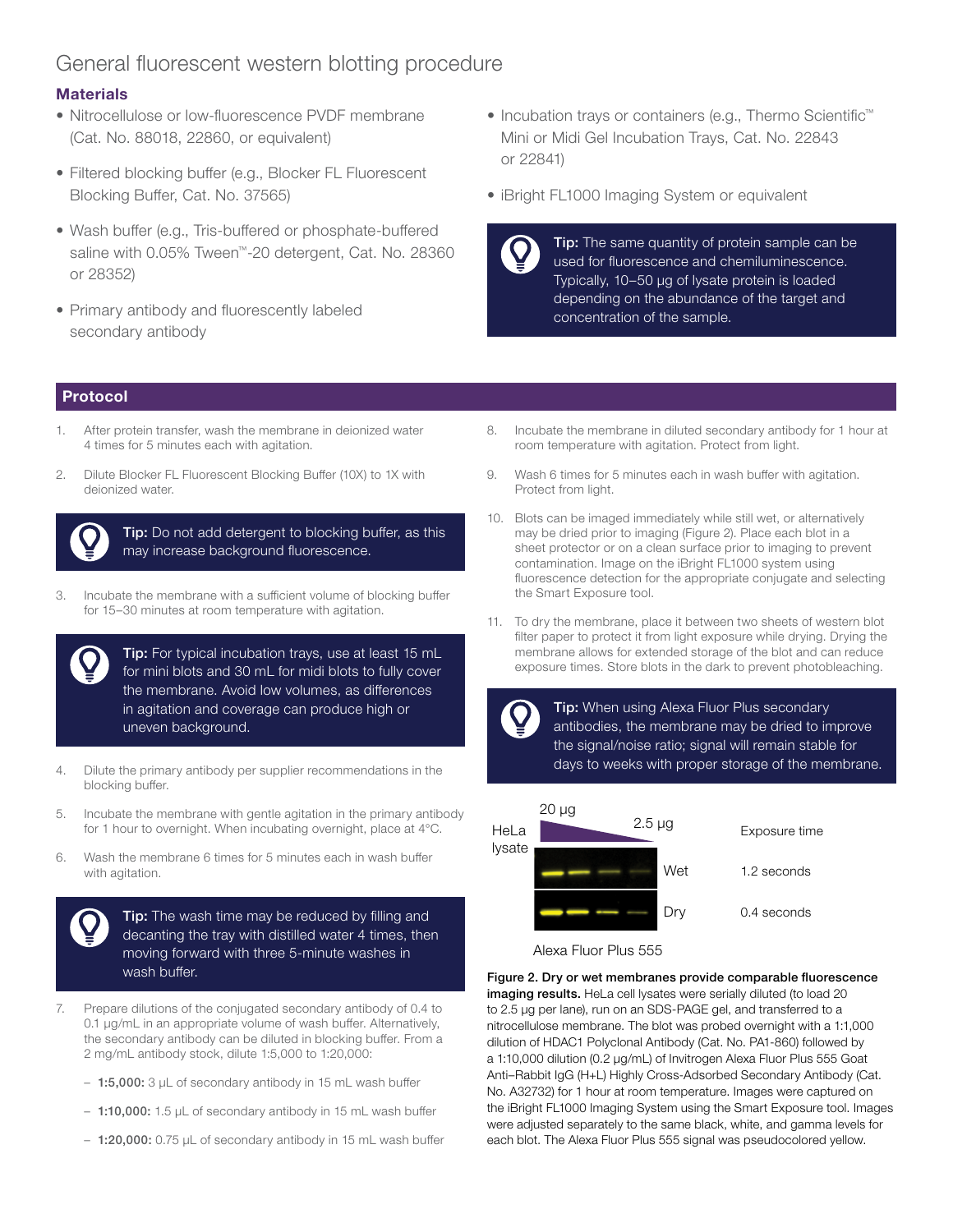# General fluorescent western blotting procedure

## Materials

- Nitrocellulose or low-fluorescence PVDF membrane (Cat. No. 88018, 22860, or equivalent)
- Filtered blocking buffer (e.g., Blocker FL Fluorescent Blocking Buffer, Cat. No. 37565)
- Wash buffer (e.g., Tris-buffered or phosphate-buffered saline with 0.05% Tween™-20 detergent, Cat. No. 28360 or 28352)
- Primary antibody and fluorescently labeled secondary antibody
- Incubation trays or containers (e.g., Thermo Scientific™ Mini or Midi Gel Incubation Trays, Cat. No. 22843 or 22841)
- iBright FL1000 Imaging System or equivalent

**Tip:** The same quantity of protein sample can be used for fluorescence and chemiluminescence. Typically, 10–50 µg of lysate protein is loaded depending on the abundance of the target and concentration of the sample.

## Protocol

1. After protein transfer, wash the membrane in deionized water 4 times for 5 minutes each with agitation.
2. Dilute Blocker FL Fluorescent Blocking Buffer (10X) to 1X with deionized water.

**Tip:** Do not add detergent to blocking buffer, as this may increase background fluorescence.

3. Incubate the membrane with a sufficient volume of blocking buffer for 15–30 minutes at room temperature with agitation.

**Tip:** For typical incubation trays, use at least 15 mL for mini blots and 30 mL for midi blots to fully cover the membrane. Avoid low volumes, as differences in agitation and coverage can produce high or uneven background.

4. Dilute the primary antibody per supplier recommendations in the blocking buffer.
5. Incubate the membrane with gentle agitation in the primary antibody for 1 hour to overnight. When incubating overnight, place at 4°C.
6. Wash the membrane 6 times for 5 minutes each in wash buffer with agitation.

**Tip:** The wash time may be reduced by filling and decanting the tray with distilled water 4 times, then moving forward with three 5-minute washes in wash buffer.

7. Prepare dilutions of the conjugated secondary antibody of 0.4 to 0.1 µg/mL in an appropriate volume of wash buffer. Alternatively, the secondary antibody can be diluted in blocking buffer. From a 2 mg/mL antibody stock, dilute 1:5,000 to 1:20,000:
   - **1:5,000:** 3 µL of secondary antibody in 15 mL wash buffer
   - **1:10,000:** 1.5 µL of secondary antibody in 15 mL wash buffer
   - **1:20,000:** 0.75 µL of secondary antibody in 15 mL wash buffer
8. Incubate the membrane in diluted secondary antibody for 1 hour at room temperature with agitation. Protect from light.
9. Wash 6 times for 5 minutes each in wash buffer with agitation. Protect from light.
10. Blots can be imaged immediately while still wet, or alternatively may be dried prior to imaging (Figure 2). Place each blot in a sheet protector or on a clean surface prior to imaging to prevent contamination. Image on the iBright FL1000 system using fluorescence detection for the appropriate conjugate and selecting the Smart Exposure tool.
11. To dry the membrane, place it between two sheets of western blot filter paper to protect it from light exposure while drying. Drying the membrane allows for extended storage of the blot and can reduce exposure times. Store blots in the dark to prevent photobleaching.

**Tip:** When using Alexa Fluor Plus secondary antibodies, the membrane may be dried to improve the signal/noise ratio; signal will remain stable for days to weeks with proper storage of the membrane.

HeLa lysate: 20 µg → 2.5 µg

| | Exposure time |
|---|---|
| Wet | 1.2 seconds |
| Dry | 0.4 seconds |

Alexa Fluor Plus 555

**Figure 2. Dry or wet membranes provide comparable fluorescence imaging results.** HeLa cell lysates were serially diluted (to load 20 to 2.5 µg per lane), run on an SDS-PAGE gel, and transferred to a nitrocellulose membrane. The blot was probed overnight with a 1:1,000 dilution of HDAC1 Polyclonal Antibody (Cat. No. PA1-860) followed by a 1:10,000 dilution (0.2 µg/mL) of Invitrogen Alexa Fluor Plus 555 Goat Anti–Rabbit IgG (H+L) Highly Cross-Adsorbed Secondary Antibody (Cat. No. A32732) for 1 hour at room temperature. Images were captured on the iBright FL1000 Imaging System using the Smart Exposure tool. Images were adjusted separately to the same black, white, and gamma levels for each blot. The Alexa Fluor Plus 555 signal was pseudocolored yellow.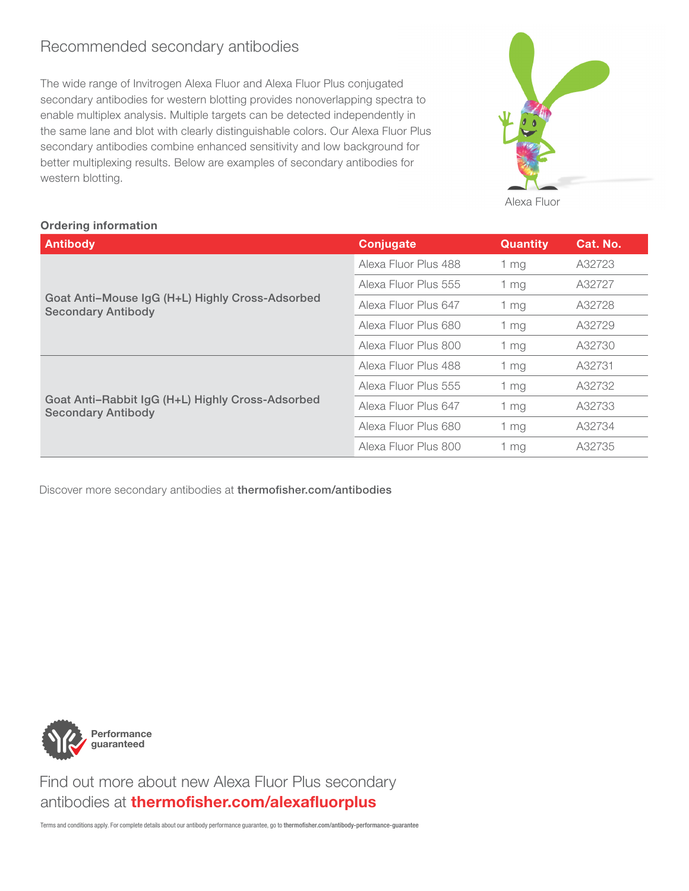## Recommended secondary antibodies

The wide range of Invitrogen Alexa Fluor and Alexa Fluor Plus conjugated secondary antibodies for western blotting provides nonoverlapping spectra to enable multiplex analysis. Multiple targets can be detected independently in the same lane and blot with clearly distinguishable colors. Our Alexa Fluor Plus secondary antibodies combine enhanced sensitivity and low background for better multiplexing results. Below are examples of secondary antibodies for western blotting.

Alexa Fluor

**Ordering information**

| Antibody | Conjugate | Quantity | Cat. No. |
|---|---|---|---|
| **Goat Anti–Mouse IgG (H+L) Highly Cross-Adsorbed Secondary Antibody** | Alexa Fluor Plus 488 | 1 mg | A32723 |
| | Alexa Fluor Plus 555 | 1 mg | A32727 |
| | Alexa Fluor Plus 647 | 1 mg | A32728 |
| | Alexa Fluor Plus 680 | 1 mg | A32729 |
| | Alexa Fluor Plus 800 | 1 mg | A32730 |
| **Goat Anti–Rabbit IgG (H+L) Highly Cross-Adsorbed Secondary Antibody** | Alexa Fluor Plus 488 | 1 mg | A32731 |
| | Alexa Fluor Plus 555 | 1 mg | A32732 |
| | Alexa Fluor Plus 647 | 1 mg | A32733 |
| | Alexa Fluor Plus 680 | 1 mg | A32734 |
| | Alexa Fluor Plus 800 | 1 mg | A32735 |

Discover more secondary antibodies at **thermofisher.com/antibodies**

**Performance guaranteed**

Find out more about new Alexa Fluor Plus secondary antibodies at **thermofisher.com/alexafluorplus**

Terms and conditions apply. For complete details about our antibody performance guarantee, go to **thermofisher.com/antibody-performance-guarantee**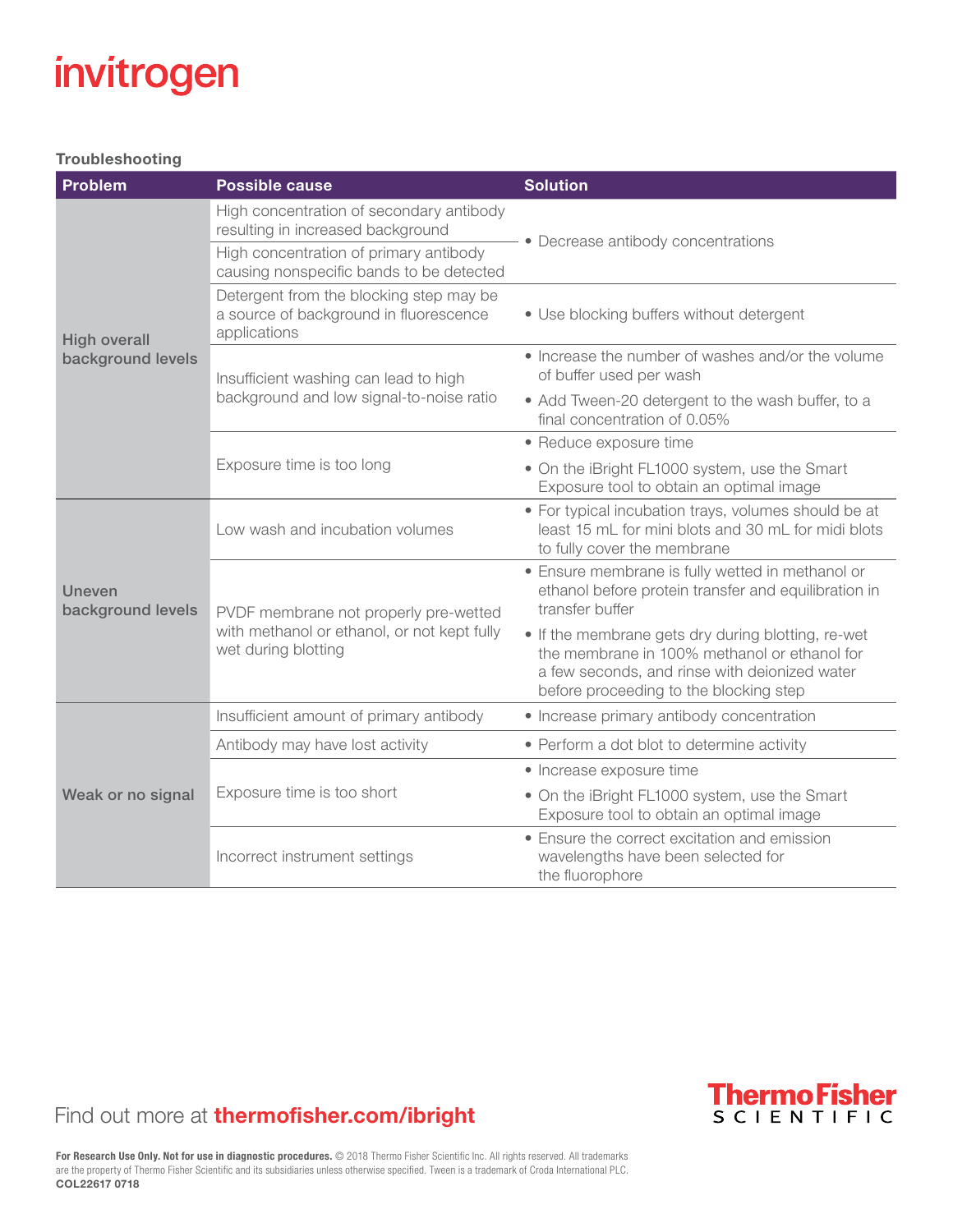invitrogen

### Troubleshooting

| Problem | Possible cause | Solution |
|---|---|---|
| High overall background levels | High concentration of secondary antibody resulting in increased background | • Decrease antibody concentrations |
| | High concentration of primary antibody causing nonspecific bands to be detected | |
| | Detergent from the blocking step may be a source of background in fluorescence applications | • Use blocking buffers without detergent |
| | Insufficient washing can lead to high background and low signal-to-noise ratio | • Increase the number of washes and/or the volume of buffer used per wash<br>• Add Tween-20 detergent to the wash buffer, to a final concentration of 0.05% |
| | Exposure time is too long | • Reduce exposure time<br>• On the iBright FL1000 system, use the Smart Exposure tool to obtain an optimal image |
| Uneven background levels | Low wash and incubation volumes | • For typical incubation trays, volumes should be at least 15 mL for mini blots and 30 mL for midi blots to fully cover the membrane |
| | PVDF membrane not properly pre-wetted with methanol or ethanol, or not kept fully wet during blotting | • Ensure membrane is fully wetted in methanol or ethanol before protein transfer and equilibration in transfer buffer<br>• If the membrane gets dry during blotting, re-wet the membrane in 100% methanol or ethanol for a few seconds, and rinse with deionized water before proceeding to the blocking step |
| Weak or no signal | Insufficient amount of primary antibody | • Increase primary antibody concentration |
| | Antibody may have lost activity | • Perform a dot blot to determine activity |
| | Exposure time is too short | • Increase exposure time<br>• On the iBright FL1000 system, use the Smart Exposure tool to obtain an optimal image |
| | Incorrect instrument settings | • Ensure the correct excitation and emission wavelengths have been selected for the fluorophore |

Find out more at **thermofisher.com/ibright**

ThermoFisher SCIENTIFIC

**For Research Use Only. Not for use in diagnostic procedures.** © 2018 Thermo Fisher Scientific Inc. All rights reserved. All trademarks are the property of Thermo Fisher Scientific and its subsidiaries unless otherwise specified. Tween is a trademark of Croda International PLC.
**COL22617 0718**